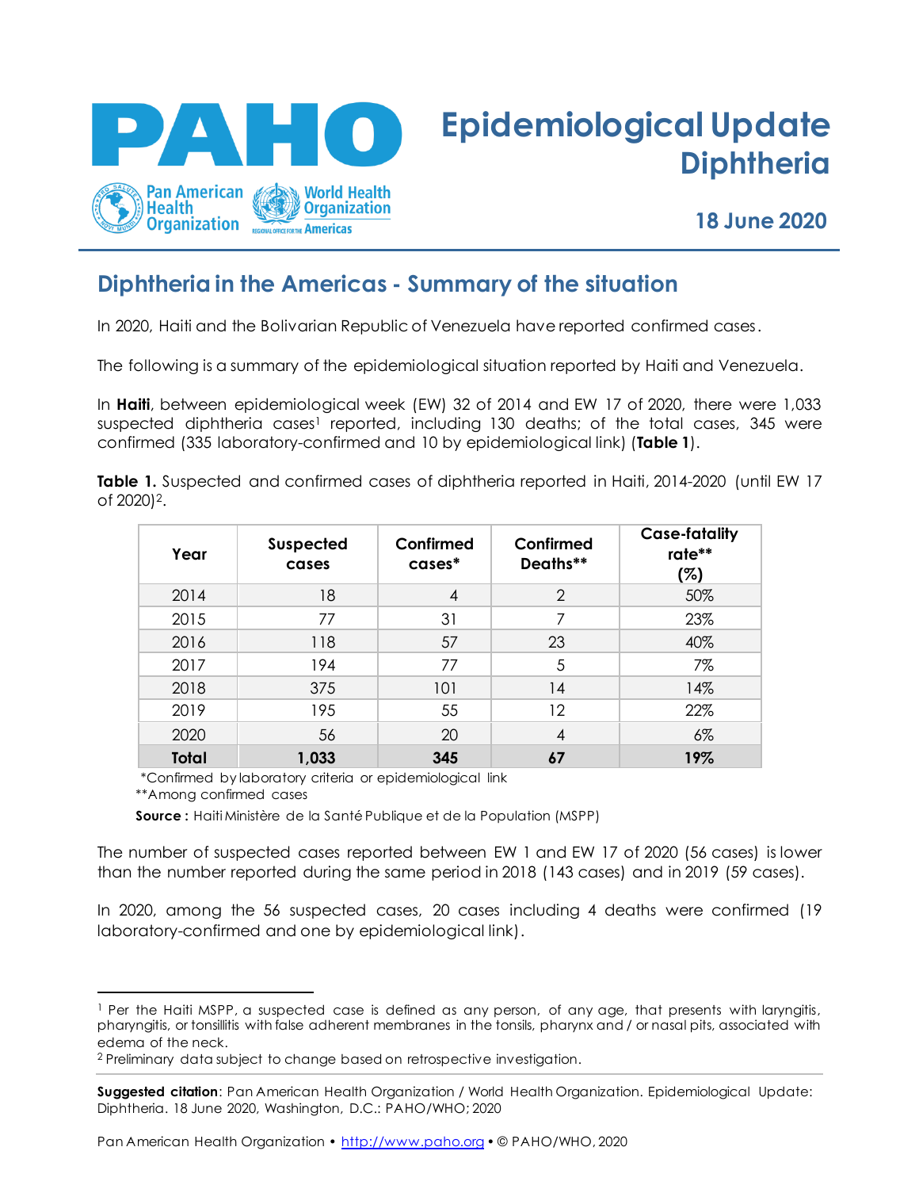# Epidemiological Update Diphtheria

**18 June 2020**

## Diphtheria in the Americas - Summary of the situation

In 2020, Haiti and the Bolivarian Republic of Venezuela have reported confirmed cases.

The following is a summary of the epidemiological situation reported by Haiti and Venezuela.

In **Haiti**, between epidemiological week (EW) 32 of 2014 and EW 17 of 2020, there were 1,033 suspected diphtheria cases[1] reported, including 130 deaths; of the total cases, 345 were confirmed (335 laboratory-confirmed and 10 by epidemiological link) (**Table 1**).

**Table 1.** Suspected and confirmed cases of diphtheria reported in Haiti, 2014-2020 (until EW 17 of 2020)[2].

| Year | Suspected cases | Confirmed cases* | Confirmed Deaths** | Case-fatality rate** (%) |
|---|---|---|---|---|
| 2014 | 18 | 4 | 2 | 50% |
| 2015 | 77 | 31 | 7 | 23% |
| 2016 | 118 | 57 | 23 | 40% |
| 2017 | 194 | 77 | 5 | 7% |
| 2018 | 375 | 101 | 14 | 14% |
| 2019 | 195 | 55 | 12 | 22% |
| 2020 | 56 | 20 | 4 | 6% |
| **Total** | **1,033** | **345** | **67** | **19%** |

*Confirmed by laboratory criteria or epidemiological link

**Among confirmed cases

**Source :** Haiti Ministère de la Santé Publique et de la Population (MSPP)

The number of suspected cases reported between EW 1 and EW 17 of 2020 (56 cases) is lower than the number reported during the same period in 2018 (143 cases) and in 2019 (59 cases).

In 2020, among the 56 suspected cases, 20 cases including 4 deaths were confirmed (19 laboratory-confirmed and one by epidemiological link).

---

[1] Per the Haiti MSPP, a suspected case is defined as any person, of any age, that presents with laryngitis, pharyngitis, or tonsillitis with false adherent membranes in the tonsils, pharynx and / or nasal pits, associated with edema of the neck.

[2] Preliminary data subject to change based on retrospective investigation.

**Suggested citation**: Pan American Health Organization / World Health Organization. Epidemiological Update: Diphtheria. 18 June 2020, Washington, D.C.: PAHO/WHO; 2020

Pan American Health Organization • http://www.paho.org • © PAHO/WHO, 2020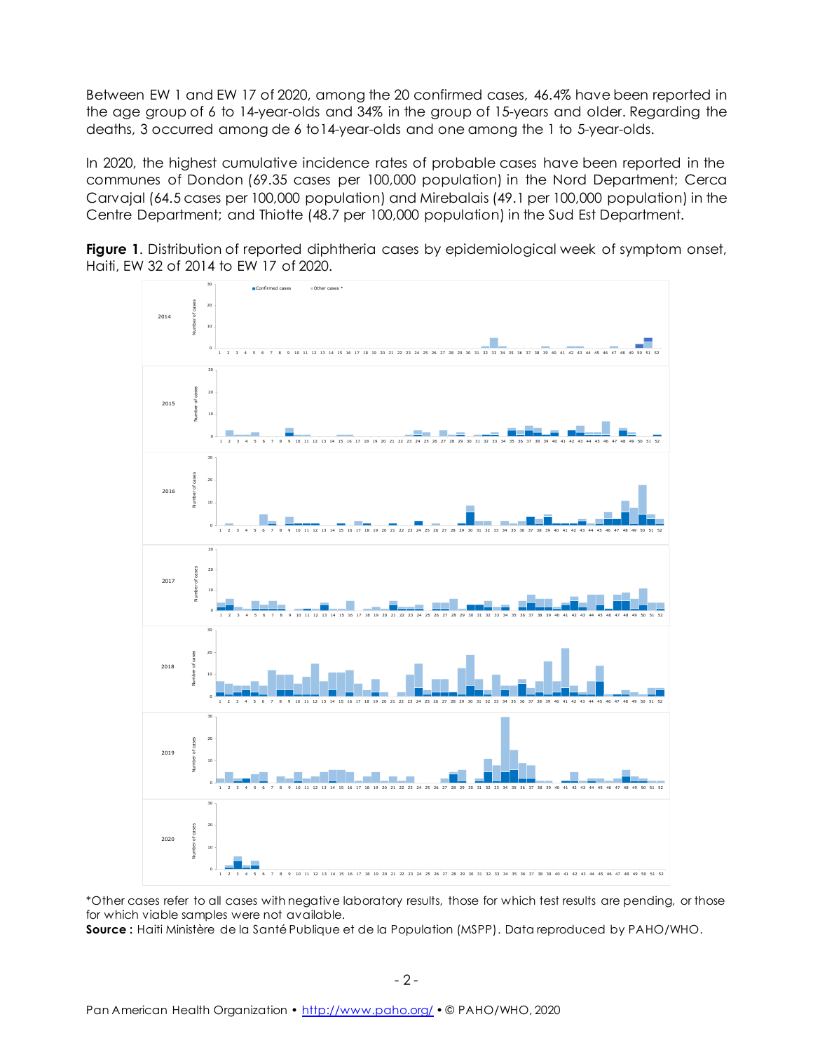Between EW 1 and EW 17 of 2020, among the 20 confirmed cases, 46.4% have been reported in the age group of 6 to 14-year-olds and 34% in the group of 15-years and older. Regarding the deaths, 3 occurred among de 6 to14-year-olds and one among the 1 to 5-year-olds.

In 2020, the highest cumulative incidence rates of probable cases have been reported in the communes of Dondon (69.35 cases per 100,000 population) in the Nord Department; Cerca Carvajal (64.5 cases per 100,000 population) and Mirebalais (49.1 per 100,000 population) in the Centre Department; and Thiotte (48.7 per 100,000 population) in the Sud Est Department.

**Figure 1**. Distribution of reported diphtheria cases by epidemiological week of symptom onset, Haiti, EW 32 of 2014 to EW 17 of 2020.

*Other cases refer to all cases with negative laboratory results, those for which test results are pending, or those for which viable samples were not available.

**Source :** Haiti Ministère de la Santé Publique et de la Population (MSPP). Data reproduced by PAHO/WHO.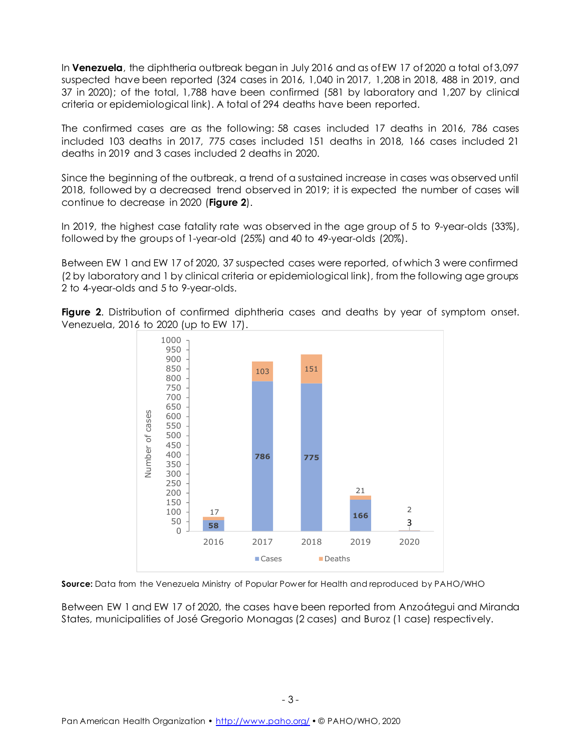In **Venezuela**, the diphtheria outbreak began in July 2016 and as of EW 17 of 2020 a total of 3,097 suspected have been reported (324 cases in 2016, 1,040 in 2017, 1,208 in 2018, 488 in 2019, and 37 in 2020); of the total, 1,788 have been confirmed (581 by laboratory and 1,207 by clinical criteria or epidemiological link). A total of 294 deaths have been reported.

The confirmed cases are as the following: 58 cases included 17 deaths in 2016, 786 cases included 103 deaths in 2017, 775 cases included 151 deaths in 2018, 166 cases included 21 deaths in 2019 and 3 cases included 2 deaths in 2020.

Since the beginning of the outbreak, a trend of a sustained increase in cases was observed until 2018, followed by a decreased trend observed in 2019; it is expected the number of cases will continue to decrease in 2020 (**Figure 2**).

In 2019, the highest case fatality rate was observed in the age group of 5 to 9-year-olds (33%), followed by the groups of 1-year-old (25%) and 40 to 49-year-olds (20%).

Between EW 1 and EW 17 of 2020, 37 suspected cases were reported, of which 3 were confirmed (2 by laboratory and 1 by clinical criteria or epidemiological link), from the following age groups 2 to 4-year-olds and 5 to 9-year-olds.

**Figure 2**. Distribution of confirmed diphtheria cases and deaths by year of symptom onset. Venezuela, 2016 to 2020 (up to EW 17).

| Year | Cases | Deaths |
|---|---|---|
| 2016 | 58 | 17 |
| 2017 | 786 | 103 |
| 2018 | 775 | 151 |
| 2019 | 166 | 21 |
| 2020 | 3 | 2 |

**Source:** Data from the Venezuela Ministry of Popular Power for Health and reproduced by PAHO/WHO

Between EW 1 and EW 17 of 2020, the cases have been reported from Anzoátegui and Miranda States, municipalities of José Gregorio Monagas (2 cases) and Buroz (1 case) respectively.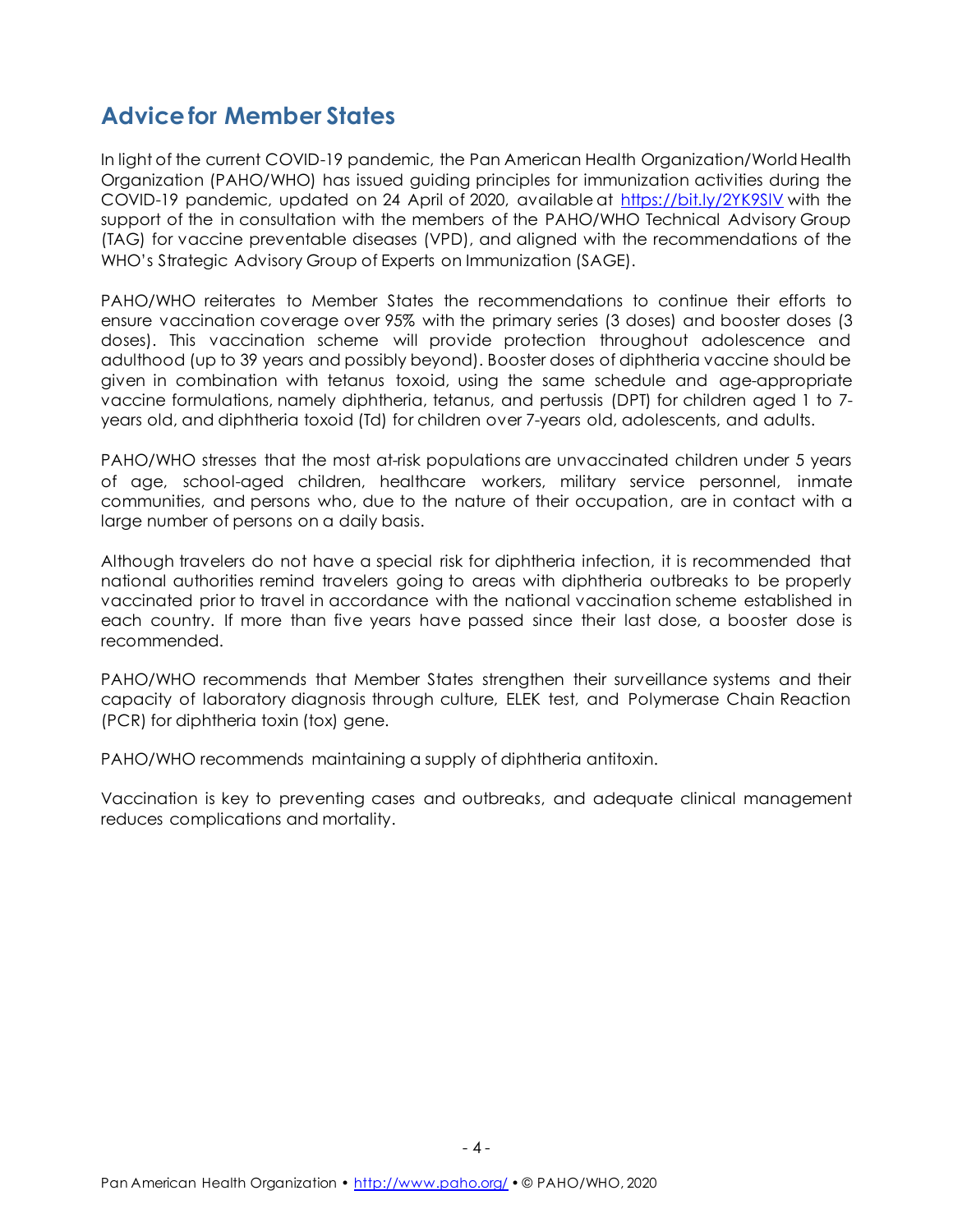## Advice for Member States

In light of the current COVID-19 pandemic, the Pan American Health Organization/World Health Organization (PAHO/WHO) has issued guiding principles for immunization activities during the COVID-19 pandemic, updated on 24 April of 2020, available at https://bit.ly/2YK9SlV with the support of the in consultation with the members of the PAHO/WHO Technical Advisory Group (TAG) for vaccine preventable diseases (VPD), and aligned with the recommendations of the WHO's Strategic Advisory Group of Experts on Immunization (SAGE).

PAHO/WHO reiterates to Member States the recommendations to continue their efforts to ensure vaccination coverage over 95% with the primary series (3 doses) and booster doses (3 doses). This vaccination scheme will provide protection throughout adolescence and adulthood (up to 39 years and possibly beyond). Booster doses of diphtheria vaccine should be given in combination with tetanus toxoid, using the same schedule and age-appropriate vaccine formulations, namely diphtheria, tetanus, and pertussis (DPT) for children aged 1 to 7-years old, and diphtheria toxoid (Td) for children over 7-years old, adolescents, and adults.

PAHO/WHO stresses that the most at-risk populations are unvaccinated children under 5 years of age, school-aged children, healthcare workers, military service personnel, inmate communities, and persons who, due to the nature of their occupation, are in contact with a large number of persons on a daily basis.

Although travelers do not have a special risk for diphtheria infection, it is recommended that national authorities remind travelers going to areas with diphtheria outbreaks to be properly vaccinated prior to travel in accordance with the national vaccination scheme established in each country. If more than five years have passed since their last dose, a booster dose is recommended.

PAHO/WHO recommends that Member States strengthen their surveillance systems and their capacity of laboratory diagnosis through culture, ELEK test, and Polymerase Chain Reaction (PCR) for diphtheria toxin (tox) gene.

PAHO/WHO recommends maintaining a supply of diphtheria antitoxin.

Vaccination is key to preventing cases and outbreaks, and adequate clinical management reduces complications and mortality.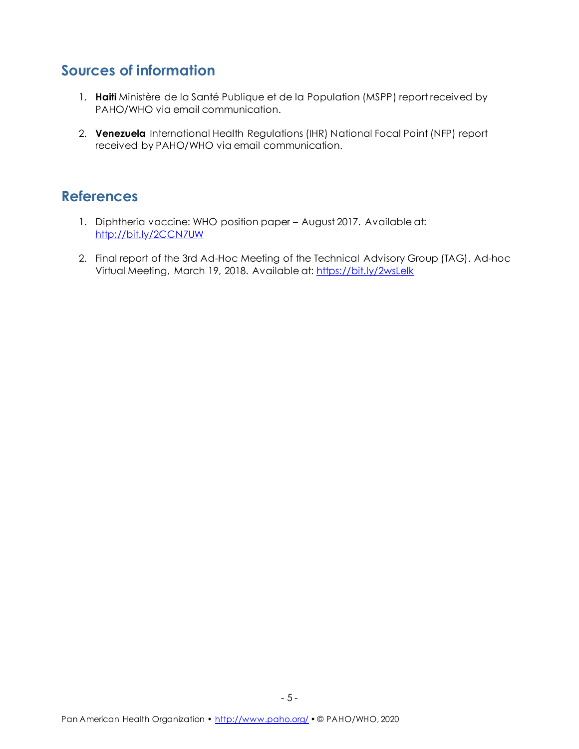## Sources of information

1. **Haiti** Ministère de la Santé Publique et de la Population (MSPP) report received by PAHO/WHO via email communication.

2. **Venezuela** International Health Regulations (IHR) National Focal Point (NFP) report received by PAHO/WHO via email communication.

## References

1. Diphtheria vaccine: WHO position paper – August 2017. Available at: http://bit.ly/2CCN7UW

2. Final report of the 3rd Ad-Hoc Meeting of the Technical Advisory Group (TAG). Ad-hoc Virtual Meeting, March 19, 2018. Available at: https://bit.ly/2wsLelk